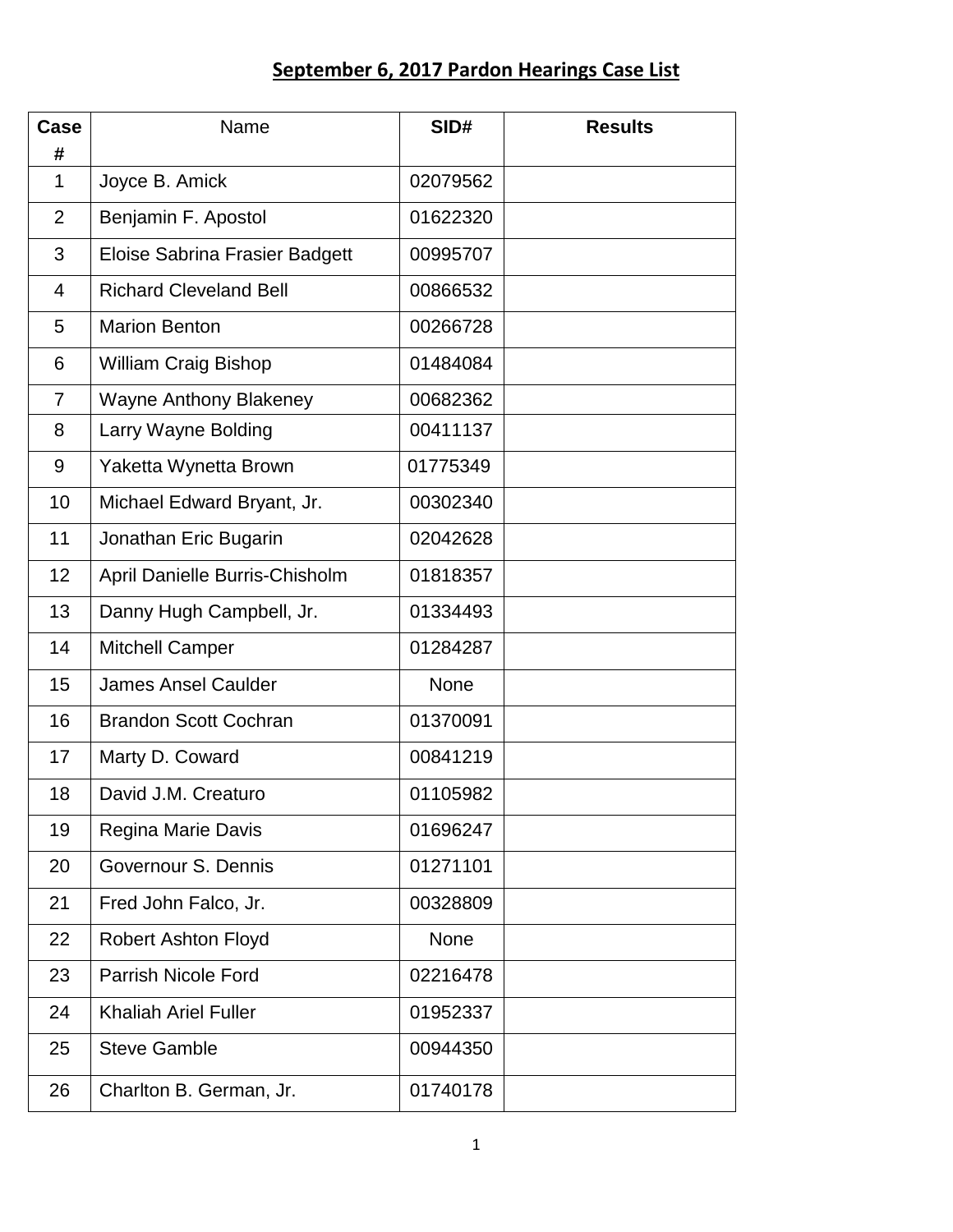# September 6, 2017 Pardon Hearings Case List

| Case # | Name | SID# | Results |
|---|---|---|---|
| 1 | Joyce B. Amick | 02079562 | |
| 2 | Benjamin F. Apostol | 01622320 | |
| 3 | Eloise Sabrina Frasier Badgett | 00995707 | |
| 4 | Richard Cleveland Bell | 00866532 | |
| 5 | Marion Benton | 00266728 | |
| 6 | William Craig Bishop | 01484084 | |
| 7 | Wayne Anthony Blakeney | 00682362 | |
| 8 | Larry Wayne Bolding | 00411137 | |
| 9 | Yaketta Wynetta Brown | 01775349 | |
| 10 | Michael Edward Bryant, Jr. | 00302340 | |
| 11 | Jonathan Eric Bugarin | 02042628 | |
| 12 | April Danielle Burris-Chisholm | 01818357 | |
| 13 | Danny Hugh Campbell, Jr. | 01334493 | |
| 14 | Mitchell Camper | 01284287 | |
| 15 | James Ansel Caulder | None | |
| 16 | Brandon Scott Cochran | 01370091 | |
| 17 | Marty D. Coward | 00841219 | |
| 18 | David J.M. Creaturo | 01105982 | |
| 19 | Regina Marie Davis | 01696247 | |
| 20 | Governour S. Dennis | 01271101 | |
| 21 | Fred John Falco, Jr. | 00328809 | |
| 22 | Robert Ashton Floyd | None | |
| 23 | Parrish Nicole Ford | 02216478 | |
| 24 | Khaliah Ariel Fuller | 01952337 | |
| 25 | Steve Gamble | 00944350 | |
| 26 | Charlton B. German, Jr. | 01740178 | |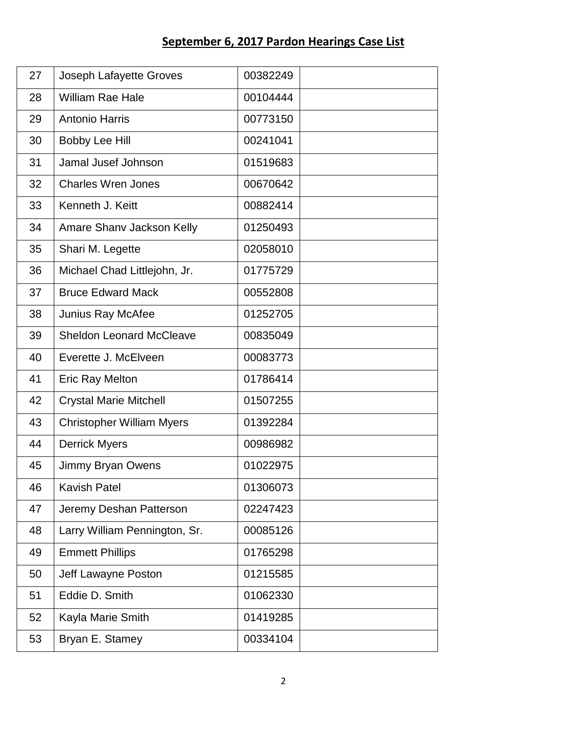## September 6, 2017 Pardon Hearings Case List

| | | | |
|---|---|---|---|
| 27 | Joseph Lafayette Groves | 00382249 | |
| 28 | William Rae Hale | 00104444 | |
| 29 | Antonio Harris | 00773150 | |
| 30 | Bobby Lee Hill | 00241041 | |
| 31 | Jamal Jusef Johnson | 01519683 | |
| 32 | Charles Wren Jones | 00670642 | |
| 33 | Kenneth J. Keitt | 00882414 | |
| 34 | Amare Shanv Jackson Kelly | 01250493 | |
| 35 | Shari M. Legette | 02058010 | |
| 36 | Michael Chad Littlejohn, Jr. | 01775729 | |
| 37 | Bruce Edward Mack | 00552808 | |
| 38 | Junius Ray McAfee | 01252705 | |
| 39 | Sheldon Leonard McCleave | 00835049 | |
| 40 | Everette J. McElveen | 00083773 | |
| 41 | Eric Ray Melton | 01786414 | |
| 42 | Crystal Marie Mitchell | 01507255 | |
| 43 | Christopher William Myers | 01392284 | |
| 44 | Derrick Myers | 00986982 | |
| 45 | Jimmy Bryan Owens | 01022975 | |
| 46 | Kavish Patel | 01306073 | |
| 47 | Jeremy Deshan Patterson | 02247423 | |
| 48 | Larry William Pennington, Sr. | 00085126 | |
| 49 | Emmett Phillips | 01765298 | |
| 50 | Jeff Lawayne Poston | 01215585 | |
| 51 | Eddie D. Smith | 01062330 | |
| 52 | Kayla Marie Smith | 01419285 | |
| 53 | Bryan E. Stamey | 00334104 | |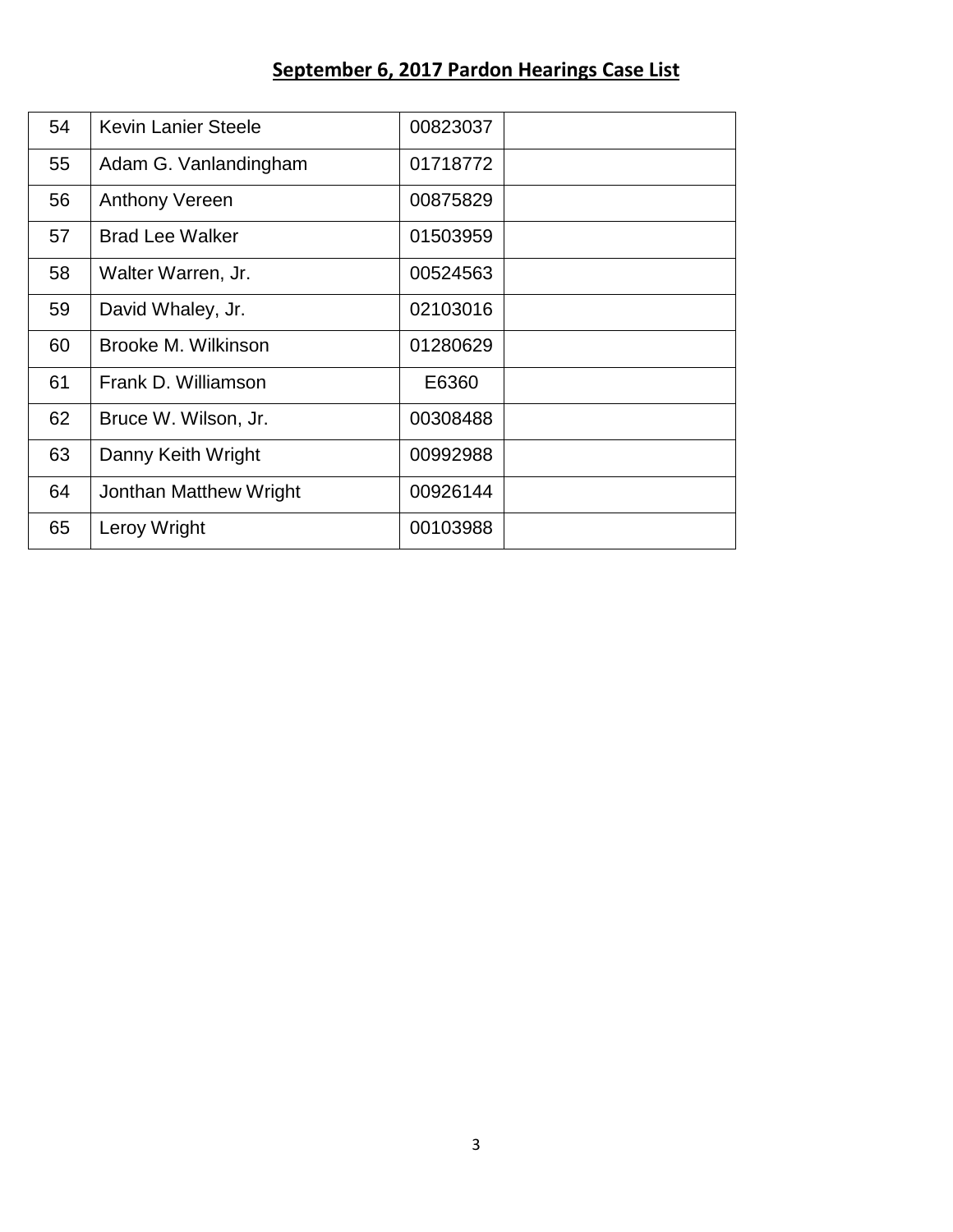## September 6, 2017 Pardon Hearings Case List

| | | | |
|---|---|---|---|
| 54 | Kevin Lanier Steele | 00823037 | |
| 55 | Adam G. Vanlandingham | 01718772 | |
| 56 | Anthony Vereen | 00875829 | |
| 57 | Brad Lee Walker | 01503959 | |
| 58 | Walter Warren, Jr. | 00524563 | |
| 59 | David Whaley, Jr. | 02103016 | |
| 60 | Brooke M. Wilkinson | 01280629 | |
| 61 | Frank D. Williamson | E6360 | |
| 62 | Bruce W. Wilson, Jr. | 00308488 | |
| 63 | Danny Keith Wright | 00992988 | |
| 64 | Jonthan Matthew Wright | 00926144 | |
| 65 | Leroy Wright | 00103988 | |